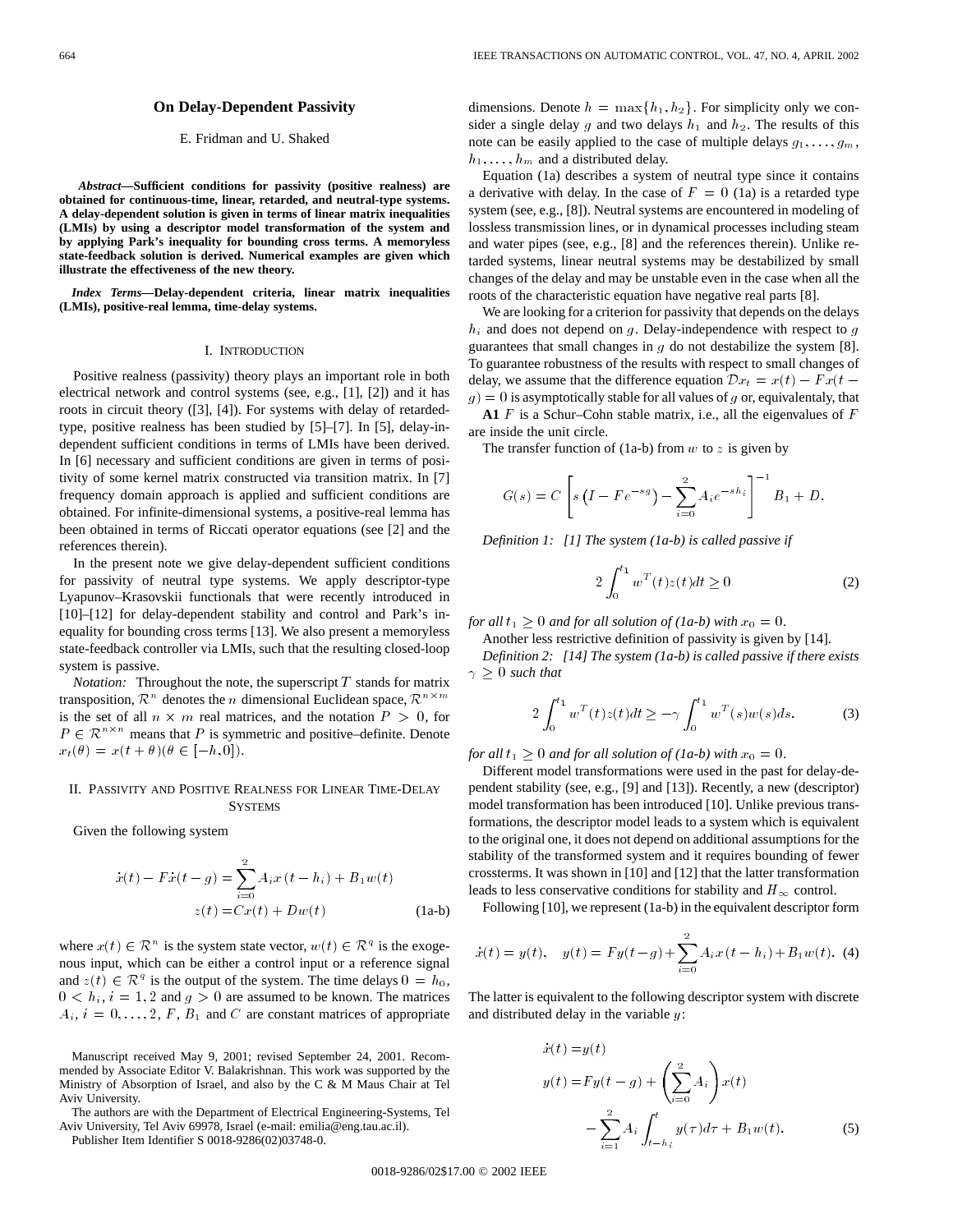# On Delay-Dependent Passivity

E. Fridman and U. Shaked

***Abstract*—Sufficient conditions for passivity (positive realness) are obtained for continuous-time, linear, retarded, and neutral-type systems. A delay-dependent solution is given in terms of linear matrix inequalities (LMIs) by using a descriptor model transformation of the system and by applying Park's inequality for bounding cross terms. A memoryless state-feedback solution is derived. Numerical examples are given which illustrate the effectiveness of the new theory.**

***Index Terms*—Delay-dependent criteria, linear matrix inequalities (LMIs), positive-real lemma, time-delay systems.**

## I. Introduction

Positive realness (passivity) theory plays an important role in both electrical network and control systems (see, e.g., [1], [2]) and it has roots in circuit theory ([3], [4]). For systems with delay of retarded-type, positive realness has been studied by [5]–[7]. In [5], delay-independent sufficient conditions in terms of LMIs have been derived. In [6] necessary and sufficient conditions are given in terms of positivity of some kernel matrix constructed via transition matrix. In [7] frequency domain approach is applied and sufficient conditions are obtained. For infinite-dimensional systems, a positive-real lemma has been obtained in terms of Riccati operator equations (see [2] and the references therein).

In the present note we give delay-dependent sufficient conditions for passivity of neutral type systems. We apply descriptor-type Lyapunov–Krasovskii functionals that were recently introduced in [10]–[12] for delay-dependent stability and control and Park's inequality for bounding cross terms [13]. We also present a memoryless state-feedback controller via LMIs, such that the resulting closed-loop system is passive.

*Notation:* Throughout the note, the superscript $T$ stands for matrix transposition, $\mathcal{R}^n$ denotes the $n$ dimensional Euclidean space, $\mathcal{R}^{n\times m}$ is the set of all $n \times m$ real matrices, and the notation $P > 0$, for $P \in \mathcal{R}^{n\times n}$ means that $P$ is symmetric and positive–definite. Denote $x_t(\theta) = x(t+\theta)(\theta \in [-h, 0])$.

## II. Passivity and Positive Realness for Linear Time-Delay Systems

Given the following system

$$\dot{x}(t) - F\dot{x}(t-g) = \sum_{i=0}^{2} A_i x(t-h_i) + B_1 w(t)$$
$$z(t) = Cx(t) + Dw(t) \tag{1a-b}$$

where $x(t) \in \mathcal{R}^n$ is the system state vector, $w(t) \in \mathcal{R}^q$ is the exogenous input, which can be either a control input or a reference signal and $z(t) \in \mathcal{R}^q$ is the output of the system. The time delays $0 = h_0$, $0 < h_i$, $i = 1, 2$ and $g > 0$ are assumed to be known. The matrices $A_i$, $i = 0, \ldots, 2$, $F$, $B_1$ and $C$ are constant matrices of appropriate dimensions. Denote $h = \max\{h_1, h_2\}$. For simplicity only we consider a single delay $g$ and two delays $h_1$ and $h_2$. The results of this note can be easily applied to the case of multiple delays $g_1, \ldots, g_m$, $h_1, \ldots, h_m$ and a distributed delay.

Equation (1a) describes a system of neutral type since it contains a derivative with delay. In the case of $F = 0$ (1a) is a retarded type system (see, e.g., [8]). Neutral systems are encountered in modeling of lossless transmission lines, or in dynamical processes including steam and water pipes (see, e.g., [8] and the references therein). Unlike retarded systems, linear neutral systems may be destabilized by small changes of the delay and may be unstable even in the case when all the roots of the characteristic equation have negative real parts [8].

We are looking for a criterion for passivity that depends on the delays $h_i$ and does not depend on $g$. Delay-independence with respect to $g$ guarantees that small changes in $g$ do not destabilize the system [8]. To guarantee robustness of the results with respect to small changes of delay, we assume that the difference equation $\mathcal{D}x_t = x(t) - Fx(t-g) = 0$ is asymptotically stable for all values of $g$ or, equivalentaly, that

**A1** $F$ is a Schur–Cohn stable matrix, i.e., all the eigenvalues of $F$ are inside the unit circle.

The transfer function of (1a-b) from $w$ to $z$ is given by

$$G(s) = C\left[s\left(I - Fe^{-sg}\right) - \sum_{i=0}^{2} A_i e^{-sh_i}\right]^{-1} B_1 + D.$$

*Definition 1: [1] The system (1a-b) is called passive if*

$$2\int_0^{t_1} w^T(t)z(t)dt \geq 0 \tag{2}$$

*for all $t_1 \geq 0$ and for all solution of (1a-b) with $x_0 = 0$.*

Another less restrictive definition of passivity is given by [14].

*Definition 2: [14] The system (1a-b) is called passive if there exists $\gamma \geq 0$ such that*

$$2\int_0^{t_1} w^T(t)z(t)dt \geq -\gamma \int_0^{t_1} w^T(s)w(s)ds. \tag{3}$$

*for all $t_1 \geq 0$ and for all solution of (1a-b) with $x_0 = 0$.*

Different model transformations were used in the past for delay-dependent stability (see, e.g., [9] and [13]). Recently, a new (descriptor) model transformation has been introduced [10]. Unlike previous transformations, the descriptor model leads to a system which is equivalent to the original one, it does not depend on additional assumptions for the stability of the transformed system and it requires bounding of fewer crossterms. It was shown in [10] and [12] that the latter transformation leads to less conservative conditions for stability and $H_\infty$ control.

Following [10], we represent (1a-b) in the equivalent descriptor form

$$\dot{x}(t) = y(t), \quad y(t) = Fy(t-g) + \sum_{i=0}^{2} A_i x(t-h_i) + B_1 w(t). \tag{4}$$

The latter is equivalent to the following descriptor system with discrete and distributed delay in the variable $y$:

$$\begin{aligned}
\dot{x}(t) &= y(t) \\
y(t) &= Fy(t-g) + \left(\sum_{i=0}^{2} A_i\right) x(t) \\
&\quad - \sum_{i=1}^{2} A_i \int_{t-h_i}^{t} y(\tau)d\tau + B_1 w(t).
\end{aligned} \tag{5}$$

Manuscript received May 9, 2001; revised September 24, 2001. Recommended by Associate Editor V. Balakrishnan. This work was supported by the Ministry of Absorption of Israel, and also by the C & M Maus Chair at Tel Aviv University.

The authors are with the Department of Electrical Engineering-Systems, Tel Aviv University, Tel Aviv 69978, Israel (e-mail: emilia@eng.tau.ac.il).

Publisher Item Identifier S 0018-9286(02)03748-0.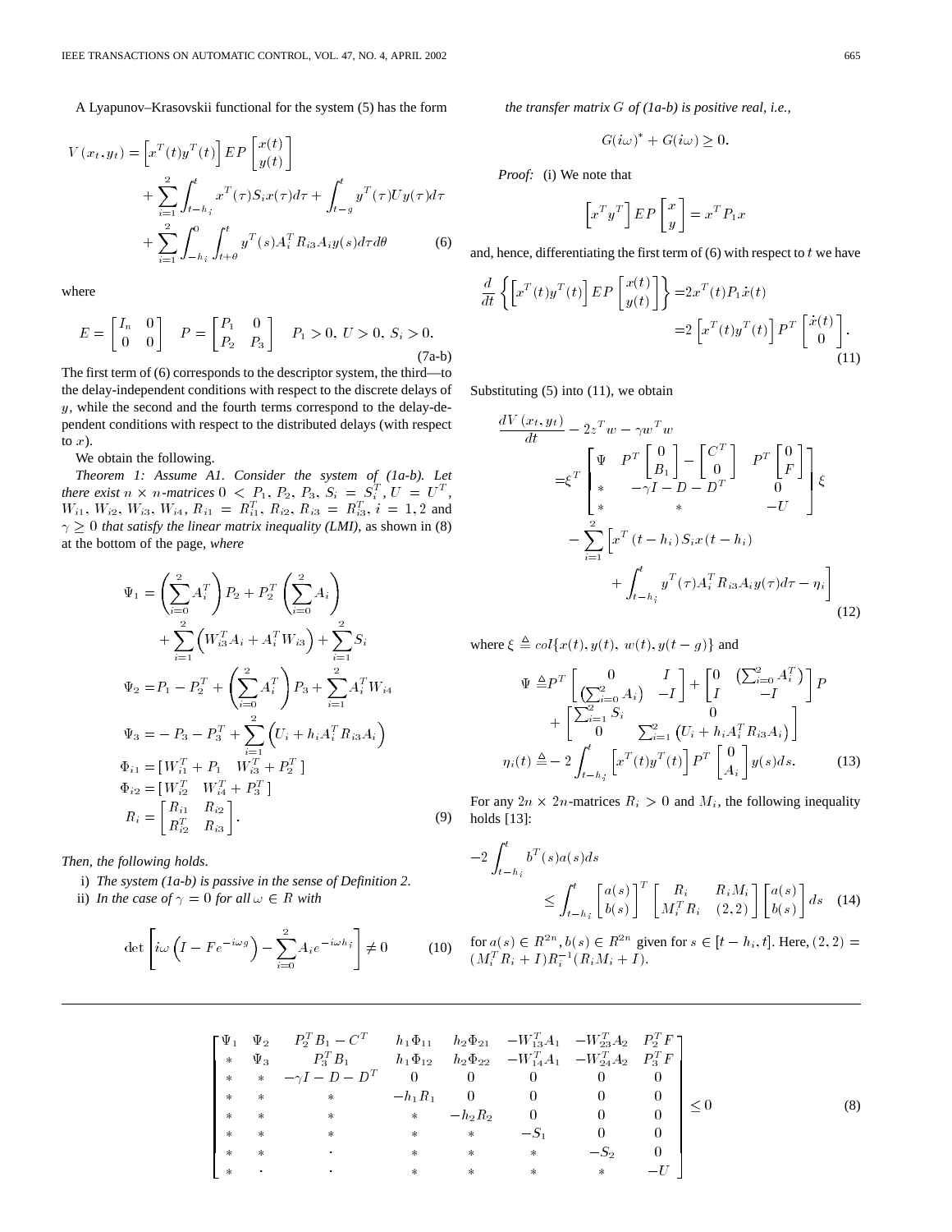A Lyapunov–Krasovskii functional for the system (5) has the form

$$
\begin{aligned}
V(x_t, y_t) = & \begin{bmatrix} x^T(t) y^T(t) \end{bmatrix} EP \begin{bmatrix} x(t) \\ y(t) \end{bmatrix} \\
& + \sum_{i=1}^{2} \int_{t-h_i}^{t} x^T(\tau) S_i x(\tau) d\tau + \int_{t-g}^{t} y^T(\tau) U y(\tau) d\tau \\
& + \sum_{i=1}^{2} \int_{-h_i}^{0} \int_{t+\theta}^{t} y^T(s) A_i^T R_{i3} A_i y(s) d\tau d\theta
\end{aligned} \tag{6}
$$

where

$$
E = \begin{bmatrix} I_n & 0 \\ 0 & 0 \end{bmatrix} \quad P = \begin{bmatrix} P_1 & 0 \\ P_2 & P_3 \end{bmatrix} \quad P_1 > 0, \; U > 0, \; S_i > 0. \tag{7a-b}
$$

The first term of (6) corresponds to the descriptor system, the third—to the delay-independent conditions with respect to the discrete delays of $y$, while the second and the fourth terms correspond to the delay-dependent conditions with respect to the distributed delays (with respect to $x$).

We obtain the following.

*Theorem 1: Assume A1. Consider the system of (1a-b). Let there exist* $n \times n$*-matrices* $0 < P_1$, $P_2$, $P_3$, $S_i = S_i^T$, $U = U^T$, $W_{i1}$, $W_{i2}$, $W_{i3}$, $W_{i4}$, $R_{i1} = R_{i1}^T$, $R_{i2}$, $R_{i3} = R_{i3}^T$, $i = 1, 2$ and $\gamma \geq 0$ *that satisfy the linear matrix inequality (LMI)*, as shown in (8) at the bottom of the page, *where*

$$
\begin{aligned}
\Psi_1 = & \left( \sum_{i=0}^{2} A_i^T \right) P_2 + P_2^T \left( \sum_{i=0}^{2} A_i \right) \\
& + \sum_{i=1}^{2} \left( W_{i3}^T A_i + A_i^T W_{i3} \right) + \sum_{i=1}^{2} S_i \\
\Psi_2 = & P_1 - P_2^T + \left( \sum_{i=0}^{2} A_i^T \right) P_3 + \sum_{i=1}^{2} A_i^T W_{i4} \\
\Psi_3 = & -P_3 - P_3^T + \sum_{i=1}^{2} \left( U_i + h_i A_i^T R_{i3} A_i \right) \\
\Phi_{i1} = & [ W_{i1}^T + P_1 \quad W_{i3}^T + P_2^T ] \\
\Phi_{i2} = & [ W_{i2}^T \quad W_{i4}^T + P_3^T ] \\
R_i = & \begin{bmatrix} R_{i1} & R_{i2} \\ R_{i2}^T & R_{i3} \end{bmatrix}.
\end{aligned} \tag{9}
$$

*Then, the following holds.*

i) *The system (1a-b) is passive in the sense of Definition 2.*

ii) *In the case of* $\gamma = 0$ *for all* $\omega \in R$ *with*

$$
\det \left[ i\omega \left( I - F e^{-i\omega g} \right) - \sum_{i=0}^{2} A_i e^{-i\omega h_i} \right] \neq 0 \tag{10}
$$

*the transfer matrix* $G$ *of (1a-b) is positive real, i.e.,*

$$
G(i\omega)^* + G(i\omega) \geq 0.
$$

*Proof:* (i) We note that

$$
\begin{bmatrix} x^T y^T \end{bmatrix} EP \begin{bmatrix} x \\ y \end{bmatrix} = x^T P_1 x
$$

and, hence, differentiating the first term of (6) with respect to $t$ we have

$$
\begin{aligned}
\frac{d}{dt} \left\{ \begin{bmatrix} x^T(t) y^T(t) \end{bmatrix} EP \begin{bmatrix} x(t) \\ y(t) \end{bmatrix} \right\} = & 2x^T(t) P_1 \dot{x}(t) \\
= & 2 \begin{bmatrix} x^T(t) y^T(t) \end{bmatrix} P^T \begin{bmatrix} \dot{x}(t) \\ 0 \end{bmatrix}.
\end{aligned} \tag{11}
$$

Substituting (5) into (11), we obtain

$$
\begin{aligned}
\frac{dV(x_t, y_t)}{dt} - 2z^T w - \gamma w^T w
= & \xi^T \begin{bmatrix} \Psi & P^T \begin{bmatrix} 0 \\ B_1 \end{bmatrix} - \begin{bmatrix} C^T \\ 0 \end{bmatrix} & P^T \begin{bmatrix} 0 \\ F \end{bmatrix} \\ * & -\gamma I - D - D^T & 0 \\ * & * & -U \end{bmatrix} \xi \\
& - \sum_{i=1}^{2} \Bigg[ x^T(t-h_i) S_i x(t-h_i) \\
& + \int_{t-h_i}^{t} y^T(\tau) A_i^T R_{i3} A_i y(\tau) d\tau - \eta_i \Bigg]
\end{aligned} \tag{12}
$$

where $\xi \triangleq col\{x(t), y(t), w(t), y(t-g)\}$ and

$$
\begin{aligned}
\Psi \triangleq & P^T \begin{bmatrix} 0 & I \\ \left( \sum_{i=0}^{2} A_i \right) & -I \end{bmatrix} + \begin{bmatrix} 0 & \left( \sum_{i=0}^{2} A_i^T \right) \\ I & -I \end{bmatrix} P \\
& + \begin{bmatrix} \sum_{i=1}^{2} S_i & 0 \\ 0 & \sum_{i=1}^{2} \left( U_i + h_i A_i^T R_{i3} A_i \right) \end{bmatrix} \\
\eta_i(t) \triangleq & -2 \int_{t-h_i}^{t} \begin{bmatrix} x^T(t) y^T(t) \end{bmatrix} P^T \begin{bmatrix} 0 \\ A_i \end{bmatrix} y(s) ds.
\end{aligned} \tag{13}
$$

For any $2n \times 2n$-matrices $R_i > 0$ and $M_i$, the following inequality holds [13]:

$$
\begin{aligned}
-2 \int_{t-h_i}^{t} & b^T(s) a(s) ds \\
& \leq \int_{t-h_i}^{t} \begin{bmatrix} a(s) \\ b(s) \end{bmatrix}^T \begin{bmatrix} R_i & R_i M_i \\ M_i^T R_i & (2,2) \end{bmatrix} \begin{bmatrix} a(s) \\ b(s) \end{bmatrix} ds
\end{aligned} \tag{14}
$$

for $a(s) \in R^{2n}$, $b(s) \in R^{2n}$ given for $s \in [t - h_i, t]$. Here, $(2,2) = (M_i^T R_i + I) R_i^{-1} (R_i M_i + I)$.

$$
\begin{bmatrix}
\Psi_1 & \Psi_2 & P_2^T B_1 - C^T & h_1 \Phi_{11} & h_2 \Phi_{21} & -W_{13}^T A_1 & -W_{23}^T A_2 & P_2^T F \\
* & \Psi_3 & P_3^T B_1 & h_1 \Phi_{12} & h_2 \Phi_{22} & -W_{14}^T A_1 & -W_{24}^T A_2 & P_3^T F \\
* & * & -\gamma I - D - D^T & 0 & 0 & 0 & 0 & 0 \\
* & * & * & -h_1 R_1 & 0 & 0 & 0 & 0 \\
* & * & * & * & -h_2 R_2 & 0 & 0 & 0 \\
* & * & * & * & * & -S_1 & 0 & 0 \\
* & * & \cdot & * & * & * & -S_2 & 0 \\
* & \cdot & \cdot & * & * & * & * & -U
\end{bmatrix} \leq 0 \tag{8}
$$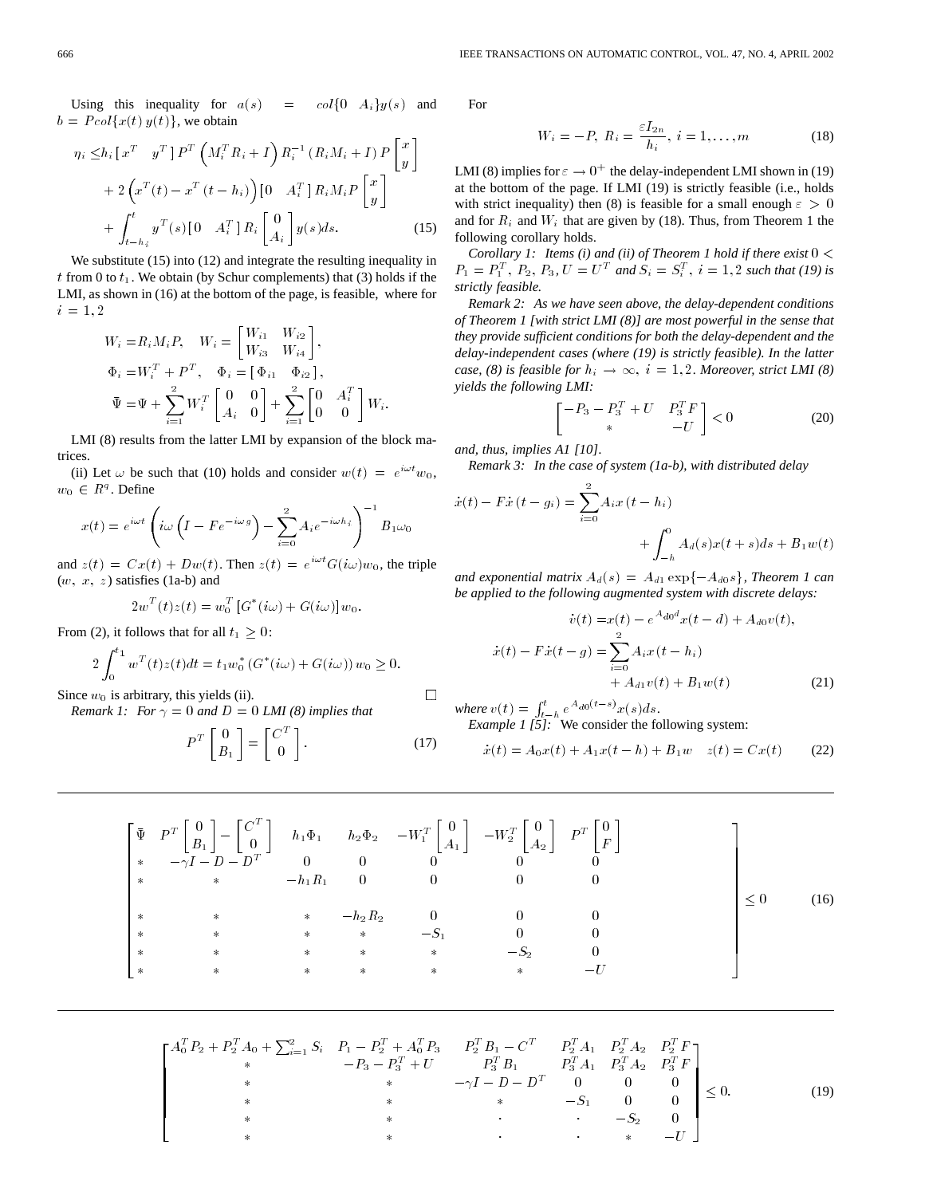Using this inequality for $a(s) = col\{0 \quad A_i\}y(s)$ and $b = P col\{x(t)\, y(t)\}$, we obtain

$$\begin{aligned}\eta_i \leq & h_i \left[ x^T \quad y^T \right] P^T \left( M_i^T R_i + I \right) R_i^{-1} \left( R_i M_i + I \right) P \begin{bmatrix} x \\ y \end{bmatrix} \\ & + 2 \left( x^T(t) - x^T(t - h_i) \right) \left[ 0 \quad A_i^T \right] R_i M_i P \begin{bmatrix} x \\ y \end{bmatrix} \\ & + \int_{t-h_i}^{t} y^T(s) \left[ 0 \quad A_i^T \right] R_i \begin{bmatrix} 0 \\ A_i \end{bmatrix} y(s) ds. \end{aligned} \tag{15}$$

We substitute (15) into (12) and integrate the resulting inequality in $t$ from 0 to $t_1$. We obtain (by Schur complements) that (3) holds if the LMI, as shown in (16) at the bottom of the page, is feasible, where for $i = 1, 2$

$$\begin{aligned} W_i &= R_i M_i P, \quad W_i = \begin{bmatrix} W_{i1} & W_{i2} \\ W_{i3} & W_{i4} \end{bmatrix}, \\ \Phi_i &= W_i^T + P^T, \quad \Phi_i = \left[ \Phi_{i1} \quad \Phi_{i2} \right], \\ \bar{\Psi} &= \Psi + \sum_{i=1}^{2} W_i^T \begin{bmatrix} 0 & 0 \\ A_i & 0 \end{bmatrix} + \sum_{i=1}^{2} \begin{bmatrix} 0 & A_i^T \\ 0 & 0 \end{bmatrix} W_i. \end{aligned}$$

LMI (8) results from the latter LMI by expansion of the block matrices.

(ii) Let $\omega$ be such that (10) holds and consider $w(t) = e^{i\omega t} w_0$, $w_0 \in R^q$. Define

$$x(t) = e^{i\omega t} \left( i\omega \left( I - F e^{-i\omega g} \right) - \sum_{i=0}^{2} A_i e^{-i\omega h_i} \right)^{-1} B_1 \omega_0$$

and $z(t) = Cx(t) + Dw(t)$. Then $z(t) = e^{i\omega t} G(i\omega) w_0$, the triple $(w, x, z)$ satisfies (1a-b) and

$$2w^T(t) z(t) = w_0^T \left[ G^*(i\omega) + G(i\omega) \right] w_0.$$

From (2), it follows that for all $t_1 \geq 0$:

$$2 \int_0^{t_1} w^T(t) z(t) dt = t_1 w_0^* \left( G^*(i\omega) + G(i\omega) \right) w_0 \geq 0.$$

Since $w_0$ is arbitrary, this yields (ii). □

*Remark 1: For $\gamma = 0$ and $D = 0$ LMI (8) implies that*

$$P^T \begin{bmatrix} 0 \\ B_1 \end{bmatrix} = \begin{bmatrix} C^T \\ 0 \end{bmatrix}. \tag{17}$$

For

$$W_i = -P, \; R_i = \frac{\varepsilon I_{2n}}{h_i}, \; i = 1, \ldots, m \tag{18}$$

LMI (8) implies for $\varepsilon \to 0^+$ the delay-independent LMI shown in (19) at the bottom of the page. If LMI (19) is strictly feasible (i.e., holds with strict inequality) then (8) is feasible for a small enough $\varepsilon > 0$ and for $R_i$ and $W_i$ that are given by (18). Thus, from Theorem 1 the following corollary holds.

*Corollary 1: Items (i) and (ii) of Theorem 1 hold if there exist $0 < P_1 = P_1^T$, $P_2$, $P_3$, $U = U^T$ and $S_i = S_i^T$, $i = 1, 2$ such that (19) is strictly feasible.*

*Remark 2: As we have seen above, the delay-dependent conditions of Theorem 1 [with strict LMI (8)] are most powerful in the sense that they provide sufficient conditions for both the delay-dependent and the delay-independent cases (where (19) is strictly feasible). In the latter case, (8) is feasible for $h_i \to \infty$, $i = 1, 2$. Moreover, strict LMI (8) yields the following LMI:*

$$\begin{bmatrix} -P_3 - P_3^T + U & P_3^T F \\ * & -U \end{bmatrix} < 0 \tag{20}$$

*and, thus, implies A1 [10].*

*Remark 3: In the case of system (1a-b), with distributed delay*

$$\begin{aligned} \dot{x}(t) - F\dot{x}(t - g_i) = & \sum_{i=0}^{2} A_i x(t - h_i) \\ & + \int_{-h}^{0} A_d(s) x(t + s) ds + B_1 w(t) \end{aligned}$$

*and exponential matrix $A_d(s) = A_{d1} \exp\{-A_{d0} s\}$, Theorem 1 can be applied to the following augmented system with discrete delays:*

$$\begin{aligned} \dot{v}(t) = & x(t) - e^{A_{d0} d} x(t - d) + A_{d0} v(t), \\ \dot{x}(t) - F\dot{x}(t - g) = & \sum_{i=0}^{2} A_i x(t - h_i) \\ & + A_{d1} v(t) + B_1 w(t) \end{aligned} \tag{21}$$

*where $v(t) = \int_{t-h}^{t} e^{A_{d0}(t-s)} x(s) ds$.*

*Example 1 [5]:* We consider the following system:

$$\dot{x}(t) = A_0 x(t) + A_1 x(t - h) + B_1 w \quad z(t) = Cx(t) \tag{22}$$

$$\begin{bmatrix} \bar{\Psi} & P^T \begin{bmatrix} 0 \\ B_1 \end{bmatrix} - \begin{bmatrix} C^T \\ 0 \end{bmatrix} & h_1 \Phi_1 & h_2 \Phi_2 & -W_1^T \begin{bmatrix} 0 \\ A_1 \end{bmatrix} & -W_2^T \begin{bmatrix} 0 \\ A_2 \end{bmatrix} & P^T \begin{bmatrix} 0 \\ F \end{bmatrix} \\ * & -\gamma I - D - D^T & 0 & 0 & 0 & 0 & 0 \\ * & * & -h_1 R_1 & 0 & 0 & 0 & 0 \\ * & * & * & -h_2 R_2 & 0 & 0 & 0 \\ * & * & * & * & -S_1 & 0 & 0 \\ * & * & * & * & * & -S_2 & 0 \\ * & * & * & * & * & * & -U \end{bmatrix} \leq 0 \tag{16}$$

$$\begin{bmatrix} A_0^T P_2 + P_2^T A_0 + \sum_{i=1}^{2} S_i & P_1 - P_2^T + A_0^T P_3 & P_2^T B_1 - C^T & P_2^T A_1 & P_2^T A_2 & P_2^T F \\ * & -P_3 - P_3^T + U & P_3^T B_1 & P_3^T A_1 & P_3^T A_2 & P_3^T F \\ * & * & -\gamma I - D - D^T & 0 & 0 & 0 \\ * & * & * & -S_1 & 0 & 0 \\ * & * & \cdot & \cdot & -S_2 & 0 \\ * & * & \cdot & \cdot & * & -U \end{bmatrix} \leq 0. \tag{19}$$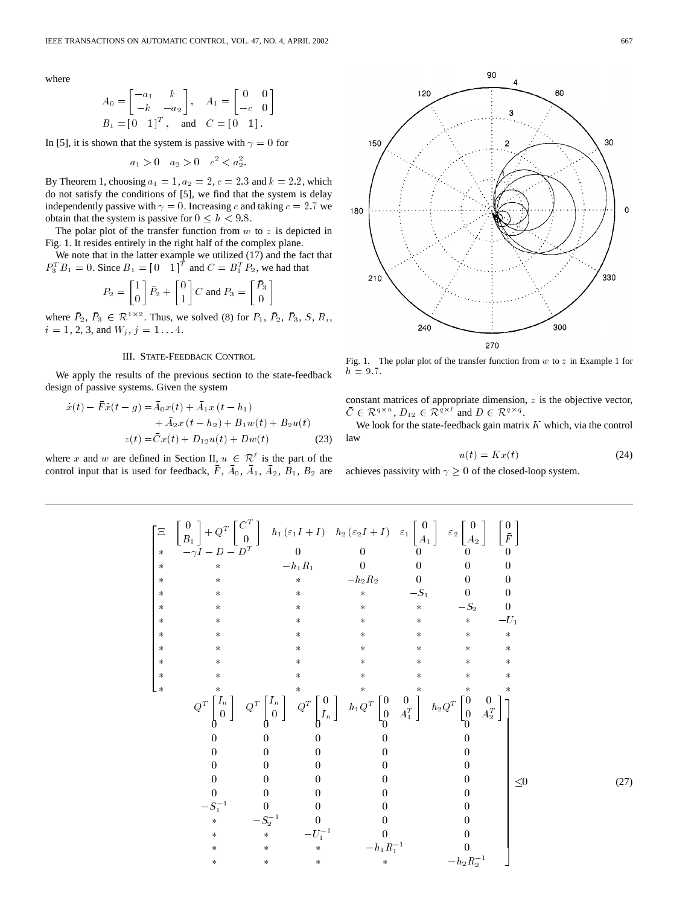where

$$A_0 = \begin{bmatrix} -a_1 & k \\ -k & -a_2 \end{bmatrix}, \quad A_1 = \begin{bmatrix} 0 & 0 \\ -c & 0 \end{bmatrix}$$
$$B_1 = [0 \quad 1]^T, \quad \text{and} \quad C = [0 \quad 1].$$

In [5], it is shown that the system is passive with $\gamma = 0$ for

$$a_1 > 0 \quad a_2 > 0 \quad c^2 < a_2^2.$$

By Theorem 1, choosing $a_1 = 1, a_2 = 2, c = 2.3$ and $k = 2.2$, which do not satisfy the conditions of [5], we find that the system is delay independently passive with $\gamma = 0$. Increasing $c$ and taking $c = 2.7$ we obtain that the system is passive for $0 \leq h < 9.8$.

The polar plot of the transfer function from $w$ to $z$ is depicted in Fig. 1. It resides entirely in the right half of the complex plane.

We note that in the latter example we utilized (17) and the fact that $P_3^T B_1 = 0$. Since $B_1 = [0 \quad 1]^T$ and $C = B_1^T P_2$, we had that

$$P_2 = \begin{bmatrix} 1 \\ 0 \end{bmatrix} \bar{P}_2 + \begin{bmatrix} 0 \\ 1 \end{bmatrix} C \text{ and } P_3 = \begin{bmatrix} \bar{P}_3 \\ 0 \end{bmatrix}$$

where $\bar{P}_2, \bar{P}_3 \in \mathcal{R}^{1\times 2}$. Thus, we solved (8) for $P_1, \bar{P}_2, \bar{P}_3, S, R_i, i = 1, 2, 3$, and $W_j, j = 1 \ldots 4$.

Fig. 1. The polar plot of the transfer function from $w$ to $z$ in Example 1 for $h = 9.7$.

## III. State-Feedback Control

We apply the results of the previous section to the state-feedback design of passive systems. Given the system

$$\begin{aligned} \dot{x}(t) - \bar{F}\dot{x}(t-g) &= \bar{A}_0 x(t) + \bar{A}_1 x(t-h_1) \\ &\quad + \bar{A}_2 x(t-h_2) + B_1 w(t) + B_2 u(t) \\ z(t) &= \bar{C}x(t) + D_{12}u(t) + Dw(t) \end{aligned} \tag{23}$$

where $x$ and $w$ are defined in Section II, $u \in \mathcal{R}^\ell$ is the part of the control input that is used for feedback, $\bar{F}, \bar{A}_0, \bar{A}_1, \bar{A}_2, B_1, B_2$ are constant matrices of appropriate dimension, $z$ is the objective vector, $\bar{C} \in \mathcal{R}^{q\times n}$, $D_{12} \in \mathcal{R}^{q\times \ell}$ and $D \in \mathcal{R}^{q\times q}$.

We look for the state-feedback gain matrix $K$ which, via the control law

$$u(t) = Kx(t) \tag{24}$$

achieves passivity with $\gamma \geq 0$ of the closed-loop system.

$$\left[\begin{array}{cccccccccccc}
\Xi & \begin{bmatrix} 0 \\ B_1 \end{bmatrix} + Q^T \begin{bmatrix} C^T \\ 0 \end{bmatrix} & h_1(\varepsilon_1 I + I) & h_2(\varepsilon_2 I + I) & \varepsilon_1 \begin{bmatrix} 0 \\ A_1 \end{bmatrix} & \varepsilon_2 \begin{bmatrix} 0 \\ A_2 \end{bmatrix} & \begin{bmatrix} 0 \\ \bar{F} \end{bmatrix} & Q^T \begin{bmatrix} I_n \\ 0 \end{bmatrix} & Q^T \begin{bmatrix} I_n \\ 0 \end{bmatrix} & Q^T \begin{bmatrix} 0 \\ I_n \end{bmatrix} & h_1 Q^T \begin{bmatrix} 0 & 0 \\ 0 & A_1^T \end{bmatrix} & h_2 Q^T \begin{bmatrix} 0 & 0 \\ 0 & A_2^T \end{bmatrix} \\
* & -\gamma I - D - D^T & 0 & 0 & 0 & 0 & 0 & 0 & 0 & 0 & 0 & 0 \\
* & * & -h_1 R_1 & 0 & 0 & 0 & 0 & 0 & 0 & 0 & 0 & 0 \\
* & * & * & -h_2 R_2 & 0 & 0 & 0 & 0 & 0 & 0 & 0 & 0 \\
* & * & * & * & -S_1 & 0 & 0 & 0 & 0 & 0 & 0 & 0 \\
* & * & * & * & * & -S_2 & 0 & 0 & 0 & 0 & 0 & 0 \\
* & * & * & * & * & * & -U_1 & 0 & 0 & 0 & 0 & 0 \\
* & * & * & * & * & * & * & -S_1^{-1} & 0 & 0 & 0 & 0 \\
* & * & * & * & * & * & * & * & -S_2^{-1} & 0 & 0 & 0 \\
* & * & * & * & * & * & * & * & * & -U_1^{-1} & 0 & 0 \\
* & * & * & * & * & * & * & * & * & * & -h_1 R_1^{-1} & 0 \\
* & * & * & * & * & * & * & * & * & * & * & -h_2 R_2^{-1}
\end{array}\right] \leq 0 \tag{27}$$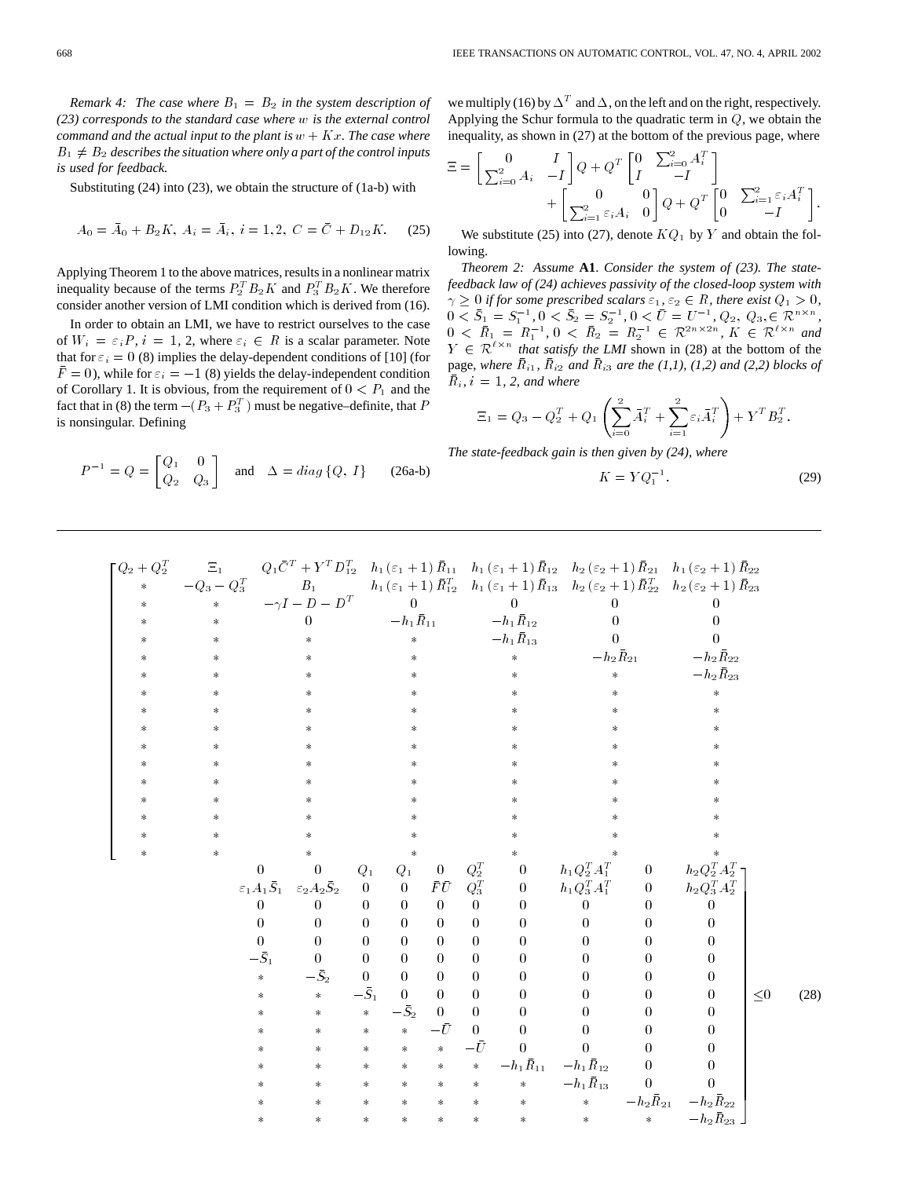*Remark 4: The case where $B_1 = B_2$ in the system description of (23) corresponds to the standard case where $w$ is the external control command and the actual input to the plant is $w + Kx$. The case where $B_1 \neq B_2$ describes the situation where only a part of the control inputs is used for feedback.*

Substituting (24) into (23), we obtain the structure of (1a-b) with

$$A_0 = \bar{A}_0 + B_2 K, \; A_i = \bar{A}_i, \; i = 1, 2, \; C = \bar{C} + D_{12} K. \tag{25}$$

Applying Theorem 1 to the above matrices, results in a nonlinear matrix inequality because of the terms $P_2^T B_2 K$ and $P_3^T B_2 K$. We therefore consider another version of LMI condition which is derived from (16).

In order to obtain an LMI, we have to restrict ourselves to the case of $W_i = \varepsilon_i P$, $i = 1, 2$, where $\varepsilon_i \in R$ is a scalar parameter. Note that for $\varepsilon_i = 0$ (8) implies the delay-dependent conditions of [10] (for $\bar{F} = 0$), while for $\varepsilon_i = -1$ (8) yields the delay-independent condition of Corollary 1. It is obvious, from the requirement of $0 < P_1$ and the fact that in (8) the term $-(P_3 + P_3^T)$ must be negative–definite, that $P$ is nonsingular. Defining

$$P^{-1} = Q = \begin{bmatrix} Q_1 & 0 \\ Q_2 & Q_3 \end{bmatrix} \quad \text{and} \quad \Delta = diag\,\{Q, \, I\} \tag{26a-b}$$

we multiply (16) by $\Delta^T$ and $\Delta$, on the left and on the right, respectively. Applying the Schur formula to the quadratic term in $Q$, we obtain the inequality, as shown in (27) at the bottom of the previous page, where

$$\Xi = \begin{bmatrix} 0 & I \\ \sum_{i=0}^{2} A_i & -I \end{bmatrix} Q + Q^T \begin{bmatrix} 0 & \sum_{i=0}^{2} A_i^T \\ I & -I \end{bmatrix} + \begin{bmatrix} 0 & 0 \\ \sum_{i=1}^{2} \varepsilon_i A_i & 0 \end{bmatrix} Q + Q^T \begin{bmatrix} 0 & \sum_{i=1}^{2} \varepsilon_i A_i^T \\ 0 & -I \end{bmatrix}.$$

We substitute (25) into (27), denote $KQ_1$ by $Y$ and obtain the following.

*Theorem 2: Assume* **A1**. *Consider the system of (23). The state-feedback law of (24) achieves passivity of the closed-loop system with $\gamma \geq 0$ if for some prescribed scalars $\varepsilon_1, \varepsilon_2 \in R$, there exist $Q_1 > 0$, $0 < \bar{S}_1 = S_1^{-1}$, $0 < \bar{S}_2 = S_2^{-1}$, $0 < \bar{U} = U^{-1}$, $Q_2$, $Q_3, \in \mathcal{R}^{n \times n}$, $0 < \bar{R}_1 = R_1^{-1}$, $0 < \bar{R}_2 = R_2^{-1} \in \mathcal{R}^{2n \times 2n}$, $K \in \mathcal{R}^{\ell \times n}$ and $Y \in \mathcal{R}^{\ell \times n}$ that satisfy the LMI* shown in (28) at the bottom of the page, *where $\bar{R}_{i1}$, $\bar{R}_{i2}$ and $\bar{R}_{i3}$ are the (1,1), (1,2) and (2,2) blocks of $\bar{R}_i$, $i = 1, 2$, and where*

$$\Xi_1 = Q_3 - Q_2^T + Q_1 \left( \sum_{i=0}^{2} \bar{A}_i^T + \sum_{i=1}^{2} \varepsilon_i \bar{A}_i^T \right) + Y^T B_2^T.$$

*The state-feedback gain is then given by (24), where*

$$K = Y Q_1^{-1}. \tag{29}$$

$$\left[\begin{array}{ccccccc}
Q_2 + Q_2^T & \Xi_1 & Q_1 \bar{C}^T + Y^T D_{12}^T & h_1(\varepsilon_1+1)\bar{R}_{11} & h_1(\varepsilon_1+1)\bar{R}_{12} & h_2(\varepsilon_2+1)\bar{R}_{21} & h_1(\varepsilon_2+1)\bar{R}_{22} \\
* & -Q_3 - Q_3^T & B_1 & h_1(\varepsilon_1+1)\bar{R}_{12}^T & h_1(\varepsilon_1+1)\bar{R}_{13} & h_2(\varepsilon_2+1)\bar{R}_{22}^T & h_2(\varepsilon_2+1)\bar{R}_{23} \\
* & * & -\gamma I - D - D^T & 0 & 0 & 0 & 0 \\
* & * & 0 & -h_1\bar{R}_{11} & -h_1\bar{R}_{12} & 0 & 0 \\
* & * & * & * & -h_1\bar{R}_{13} & 0 & 0 \\
* & * & * & * & * & -h_2\bar{R}_{21} & -h_2\bar{R}_{22} \\
* & * & * & * & * & * & -h_2\bar{R}_{23} \\
* & * & * & * & * & * & * \\
* & * & * & * & * & * & * \\
* & * & * & * & * & * & * \\
* & * & * & * & * & * & * \\
* & * & * & * & * & * & * \\
* & * & * & * & * & * & * \\
* & * & * & * & * & * & * \\
* & * & * & * & * & * & * \\
* & * & * & * & * & * & * \\
* & * & * & * & * & * & *
\end{array}\right.$$

$$\left.\begin{array}{cccccccccc}
0 & 0 & Q_1 & Q_1 & 0 & Q_2^T & 0 & h_1 Q_2^T A_1^T & 0 & h_2 Q_2^T A_2^T \\
\varepsilon_1 A_1 \bar{S}_1 & \varepsilon_2 A_2 \bar{S}_2 & 0 & 0 & \bar{F}\bar{U} & Q_3^T & 0 & h_1 Q_3^T A_1^T & 0 & h_2 Q_3^T A_2^T \\
0 & 0 & 0 & 0 & 0 & 0 & 0 & 0 & 0 & 0 \\
0 & 0 & 0 & 0 & 0 & 0 & 0 & 0 & 0 & 0 \\
0 & 0 & 0 & 0 & 0 & 0 & 0 & 0 & 0 & 0 \\
-\bar{S}_1 & 0 & 0 & 0 & 0 & 0 & 0 & 0 & 0 & 0 \\
* & -\bar{S}_2 & 0 & 0 & 0 & 0 & 0 & 0 & 0 & 0 \\
* & * & -\bar{S}_1 & 0 & 0 & 0 & 0 & 0 & 0 & 0 \\
* & * & * & -\bar{S}_2 & 0 & 0 & 0 & 0 & 0 & 0 \\
* & * & * & * & -\bar{U} & 0 & 0 & 0 & 0 & 0 \\
* & * & * & * & * & -\bar{U} & 0 & 0 & 0 & 0 \\
* & * & * & * & * & * & -h_1\bar{R}_{11} & -h_1\bar{R}_{12} & 0 & 0 \\
* & * & * & * & * & * & * & -h_1\bar{R}_{13} & 0 & 0 \\
* & * & * & * & * & * & * & * & -h_2\bar{R}_{21} & -h_2\bar{R}_{22} \\
* & * & * & * & * & * & * & * & * & -h_2\bar{R}_{23}
\end{array}\right] \leq 0 \tag{28}$$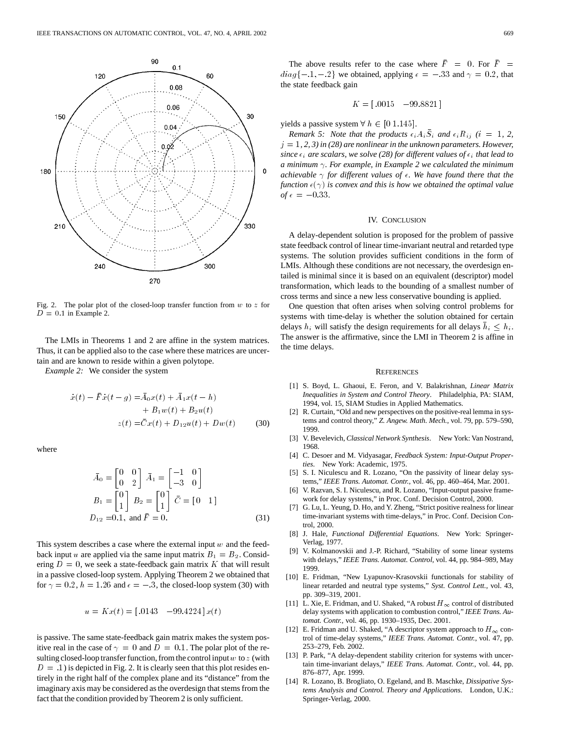90

0.1

120

60

0.08

0.06

150

30

0.04

0.02

180

0

210

330

240

300

270

Fig. 2. The polar plot of the closed-loop transfer function from $w$ to $z$ for $D = 0.1$ in Example 2.

The LMIs in Theorems 1 and 2 are affine in the system matrices. Thus, it can be applied also to the case where these matrices are uncertain and are known to reside within a given polytope.

*Example 2:* We consider the system

$$\begin{aligned}\dot{x}(t) - \bar{F}\dot{x}(t-g) =& \bar{A}_0 x(t) + \bar{A}_1 x(t-h) \\ &+ B_1 w(t) + B_2 u(t) \\ z(t) =& \bar{C}x(t) + D_{12}u(t) + Dw(t)\end{aligned} \tag{30}$$

where

$$\begin{aligned}\bar{A}_0 &= \begin{bmatrix} 0 & 0 \\ 0 & 2 \end{bmatrix} \; \bar{A}_1 = \begin{bmatrix} -1 & 0 \\ -3 & 0 \end{bmatrix} \\ B_1 &= \begin{bmatrix} 0 \\ 1 \end{bmatrix} \; B_2 = \begin{bmatrix} 0 \\ 1 \end{bmatrix} \; \bar{C} = [\,0 \quad 1\,] \\ D_{12} &= 0.1, \text{ and } \bar{F} = 0.\end{aligned} \tag{31}$$

This system describes a case where the external input $w$ and the feedback input $u$ are applied via the same input matrix $B_1 = B_2$. Considering $D = 0$, we seek a state-feedback gain matrix $K$ that will result in a passive closed-loop system. Applying Theorem 2 we obtained that for $\gamma = 0.2$, $h = 1.26$ and $\epsilon = -.3$, the closed-loop system (30) with

$$u = Kx(t) = [\,.0143 \quad -99.4224\,]\,x(t)$$

is passive. The same state-feedback gain matrix makes the system positive real in the case of $\gamma = 0$ and $D = 0.1$. The polar plot of the resulting closed-loop transfer function, from the control input $w$ to $z$ (with $D = .1$) is depicted in Fig. 2. It is clearly seen that this plot resides entirely in the right half of the complex plane and its "distance" from the imaginary axis may be considered as the overdesign that stems from the fact that the condition provided by Theorem 2 is only sufficient.

The above results refer to the case where $\bar{F} = 0$. For $\bar{F} = diag\{-.1, -.2\}$ we obtained, applying $\epsilon = -.33$ and $\gamma = 0.2$, that the state feedback gain

$$K = [\,.0015 \quad -99.8821\,]$$

yields a passive system $\forall\, h \in [0\; 1.145]$.

*Remark 5: Note that the products $\epsilon_i A_i \bar{S}_i$ and $\epsilon_i R_{ij}$ ($i = 1, 2$, $j = 1, 2, 3$) in (28) are nonlinear in the unknown parameters. However, since $\epsilon_i$ are scalars, we solve (28) for different values of $\epsilon_i$ that lead to a minimum $\gamma$. For example, in Example 2 we calculated the minimum achievable $\gamma$ for different values of $\epsilon$. We have found there that the function $\epsilon(\gamma)$ is convex and this is how we obtained the optimal value of $\epsilon = -0.33$.*

## IV. Conclusion

A delay-dependent solution is proposed for the problem of passive state feedback control of linear time-invariant neutral and retarded type systems. The solution provides sufficient conditions in the form of LMIs. Although these conditions are not necessary, the overdesign entailed is minimal since it is based on an equivalent (descriptor) model transformation, which leads to the bounding of a smallest number of cross terms and since a new less conservative bounding is applied.

One question that often arises when solving control problems for systems with time-delay is whether the solution obtained for certain delays $h_i$ will satisfy the design requirements for all delays $\bar{h}_i \le h_i$. The answer is the affirmative, since the LMI in Theorem 2 is affine in the time delays.

## References

[1] S. Boyd, L. Ghaoui, E. Feron, and V. Balakrishnan, *Linear Matrix Inequalities in System and Control Theory*. Philadelphia, PA: SIAM, 1994, vol. 15, SIAM Studies in Applied Mathematics.

[2] R. Curtain, "Old and new perspectives on the positive-real lemma in systems and control theory," *Z. Angew. Math. Mech.*, vol. 79, pp. 579–590, 1999.

[3] V. Bevelevich, *Classical Network Synthesis*. New York: Van Nostrand, 1968.

[4] C. Desoer and M. Vidyasagar, *Feedback System: Input-Output Properties*. New York: Academic, 1975.

[5] S. I. Niculescu and R. Lozano, "On the passivity of linear delay systems," *IEEE Trans. Automat. Contr.*, vol. 46, pp. 460–464, Mar. 2001.

[6] V. Razvan, S. I. Niculescu, and R. Lozano, "Input-output passive framework for delay systems," in Proc. Conf. Decision Control, 2000.

[7] G. Lu, L. Yeung, D. Ho, and Y. Zheng, "Strict positive realness for linear time-invariant systems with time-delays," in Proc. Conf. Decision Control, 2000.

[8] J. Hale, *Functional Differential Equations*. New York: Springer-Verlag, 1977.

[9] V. Kolmanovskii and J.-P. Richard, "Stability of some linear systems with delays," *IEEE Trans. Automat. Control*, vol. 44, pp. 984–989, May 1999.

[10] E. Fridman, "New Lyapunov-Krasovskii functionals for stability of linear retarded and neutral type systems," *Syst. Control Lett.*, vol. 43, pp. 309–319, 2001.

[11] L. Xie, E. Fridman, and U. Shaked, "A robust $H_\infty$ control of distributed delay systems with application to combustion control," *IEEE Trans. Automat. Contr.*, vol. 46, pp. 1930–1935, Dec. 2001.

[12] E. Fridman and U. Shaked, "A descriptor system approach to $H_\infty$ control of time-delay systems," *IEEE Trans. Automat. Contr.*, vol. 47, pp. 253–279, Feb. 2002.

[13] P. Park, "A delay-dependent stability criterion for systems with uncertain time-invariant delays," *IEEE Trans. Automat. Contr.*, vol. 44, pp. 876–877, Apr. 1999.

[14] R. Lozano, B. Brogliato, O. Egeland, and B. Maschke, *Dissipative Systems Analysis and Control. Theory and Applications*. London, U.K.: Springer-Verlag, 2000.